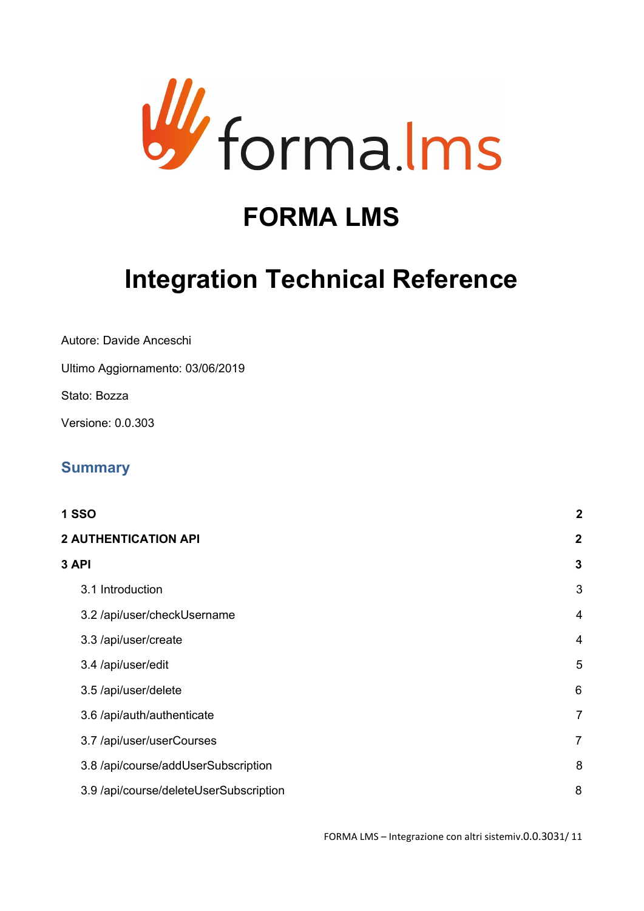# FORMA LMS

# Integration Technical Reference

Autore: Davide Anceschi

Ultimo Aggiornamento: 03/06/2019

Stato: Bozza

Versione: 0.0.303

## Summary

| | |
|---|---|
| **1 SSO** | **2** |
| **2 AUTHENTICATION API** | **2** |
| **3 API** | **3** |
| 3.1 Introduction | 3 |
| 3.2 /api/user/checkUsername | 4 |
| 3.3 /api/user/create | 4 |
| 3.4 /api/user/edit | 5 |
| 3.5 /api/user/delete | 6 |
| 3.6 /api/auth/authenticate | 7 |
| 3.7 /api/user/userCourses | 7 |
| 3.8 /api/course/addUserSubscription | 8 |
| 3.9 /api/course/deleteUserSubscription | 8 |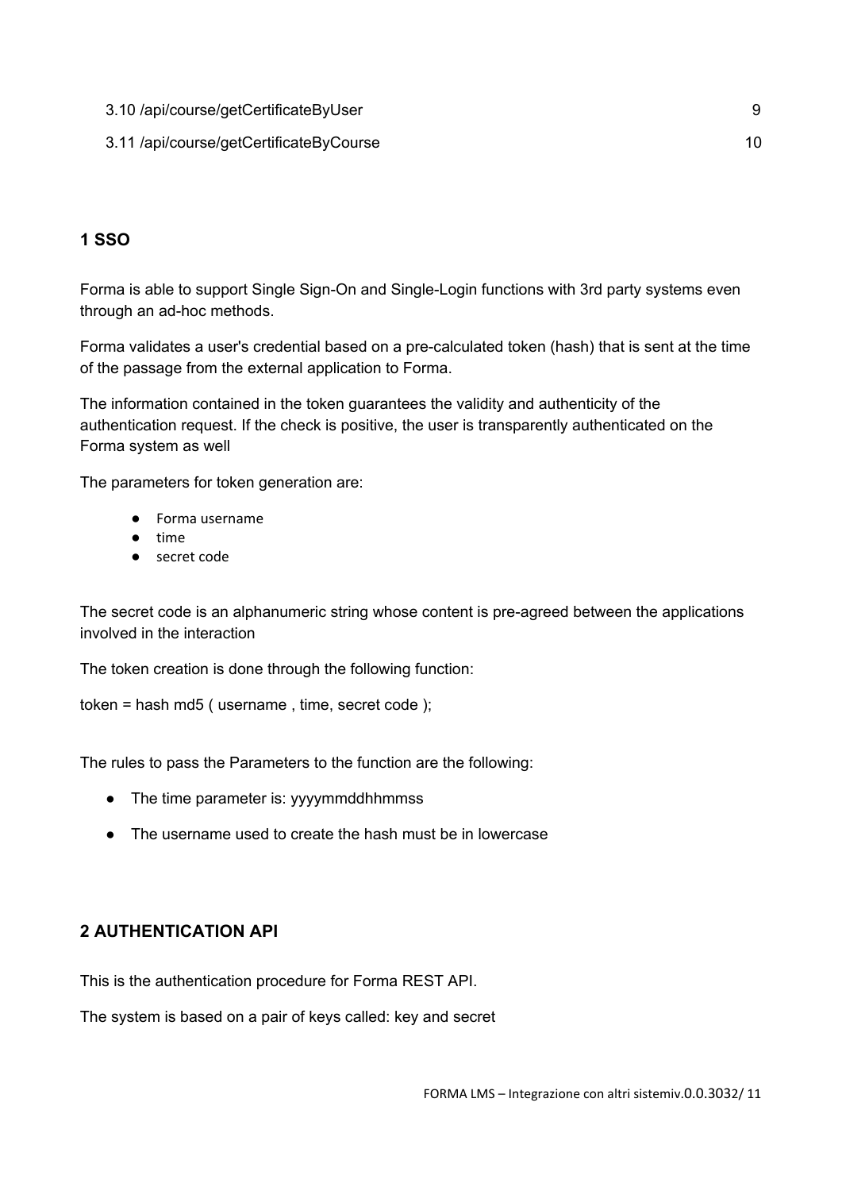3.10 /api/course/getCertificateByUser 9

3.11 /api/course/getCertificateByCourse 10

## 1 SSO

Forma is able to support Single Sign-On and Single-Login functions with 3rd party systems even through an ad-hoc methods.

Forma validates a user's credential based on a pre-calculated token (hash) that is sent at the time of the passage from the external application to Forma.

The information contained in the token guarantees the validity and authenticity of the authentication request. If the check is positive, the user is transparently authenticated on the Forma system as well

The parameters for token generation are:

- Forma username
- time
- secret code

The secret code is an alphanumeric string whose content is pre-agreed between the applications involved in the interaction

The token creation is done through the following function:

token = hash md5 ( username , time, secret code );

The rules to pass the Parameters to the function are the following:

- The time parameter is: yyyymmddhhmmss
- The username used to create the hash must be in lowercase

## 2 AUTHENTICATION API

This is the authentication procedure for Forma REST API.

The system is based on a pair of keys called: key and secret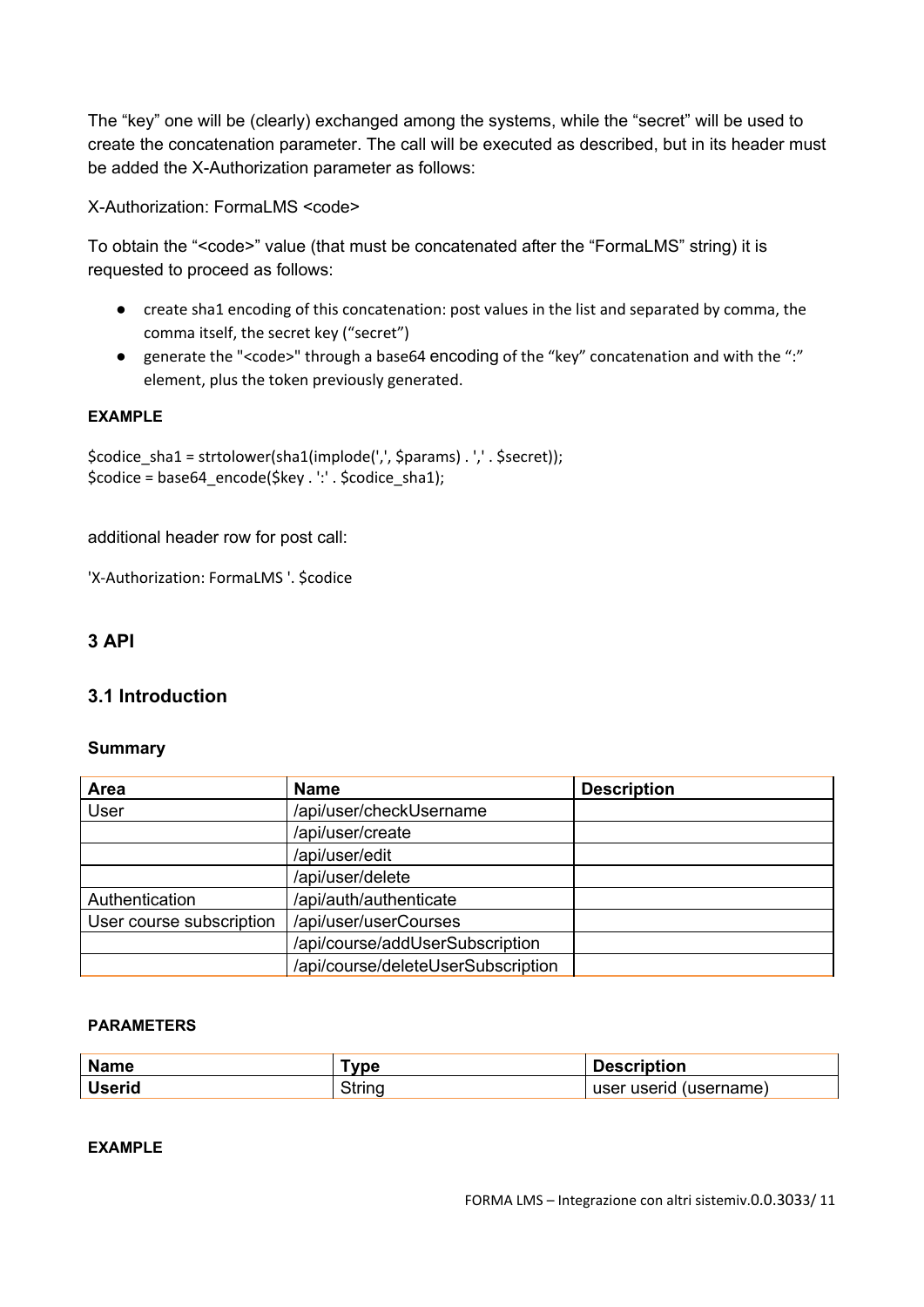The “key” one will be (clearly) exchanged among the systems, while the “secret” will be used to create the concatenation parameter. The call will be executed as described, but in its header must be added the X-Authorization parameter as follows:

X-Authorization: FormaLMS <code>

To obtain the “<code>” value (that must be concatenated after the “FormaLMS” string) it is requested to proceed as follows:

- create sha1 encoding of this concatenation: post values in the list and separated by comma, the comma itself, the secret key (“secret”)
- generate the "<code>" through a base64 encoding of the “key” concatenation and with the “:” element, plus the token previously generated.

**EXAMPLE**

```
$codice_sha1 = strtolower(sha1(implode(',', $params) . ',' . $secret));
$codice = base64_encode($key . ':' . $codice_sha1);
```

additional header row for post call:

```
'X-Authorization: FormaLMS '. $codice
```

## 3 API

### 3.1 Introduction

**Summary**

| Area | Name | Description |
|---|---|---|
| User | /api/user/checkUsername | |
| | /api/user/create | |
| | /api/user/edit | |
| | /api/user/delete | |
| Authentication | /api/auth/authenticate | |
| User course subscription | /api/user/userCourses | |
| | /api/course/addUserSubscription | |
| | /api/course/deleteUserSubscription | |

**PARAMETERS**

| Name | Type | Description |
|---|---|---|
| **Userid** | String | user userid (username) |

**EXAMPLE**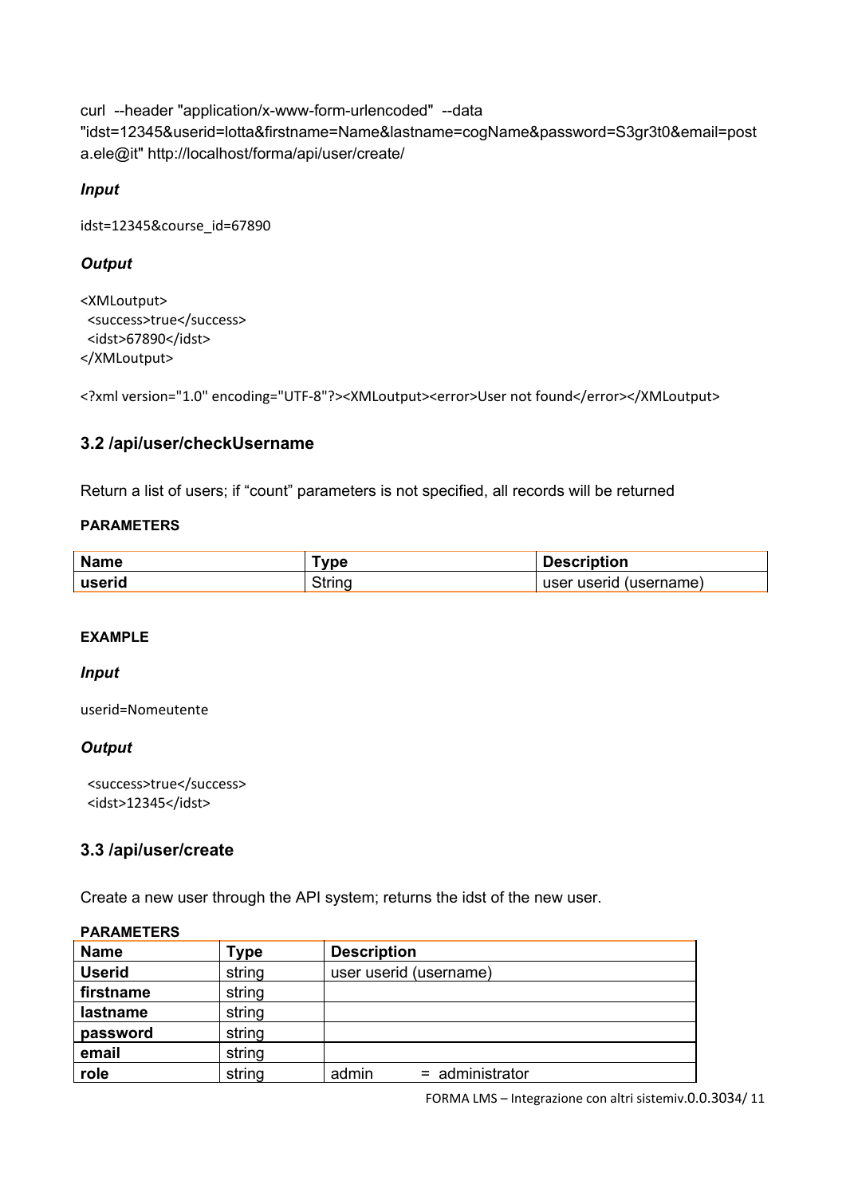curl --header "application/x-www-form-urlencoded" --data "idst=12345&userid=lotta&firstname=Name&lastname=cogName&password=S3gr3t0&email=posta.ele@it" http://localhost/forma/api/user/create/

***Input***

idst=12345&course_id=67890

***Output***

```
<XMLoutput>
  <success>true</success>
  <idst>67890</idst>
</XMLoutput>
```

```
<?xml version="1.0" encoding="UTF-8"?><XMLoutput><error>User not found</error></XMLoutput>
```

### 3.2 /api/user/checkUsername

Return a list of users; if “count” parameters is not specified, all records will be returned

**PARAMETERS**

| Name | Type | Description |
|---|---|---|
| **userid** | String | user userid (username) |

**EXAMPLE**

***Input***

userid=Nomeutente

***Output***

```
  <success>true</success>
  <idst>12345</idst>
```

### 3.3 /api/user/create

Create a new user through the API system; returns the idst of the new user.

**PARAMETERS**

| Name | Type | Description |
|---|---|---|
| **Userid** | string | user userid (username) |
| **firstname** | string | |
| **lastname** | string | |
| **password** | string | |
| **email** | string | |
| **role** | string | admin = administrator |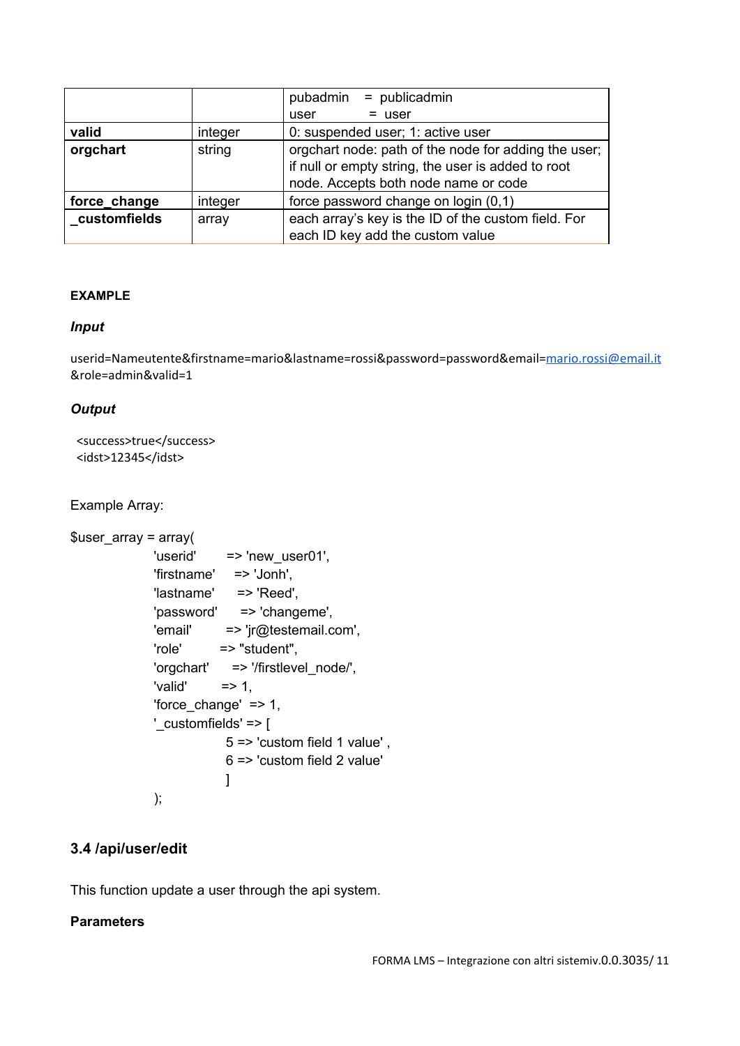| | | |
|---|---|---|
| | | pubadmin = publicadmin<br>user = user |
| **valid** | integer | 0: suspended user; 1: active user |
| **orgchart** | string | orgchart node: path of the node for adding the user; if null or empty string, the user is added to root node. Accepts both node name or code |
| **force_change** | integer | force password change on login (0,1) |
| **_customfields** | array | each array's key is the ID of the custom field. For each ID key add the custom value |

**EXAMPLE**

***Input***

userid=Nameutente&firstname=mario&lastname=rossi&password=password&email=mario.rossi@email.it&role=admin&valid=1

***Output***

```
<success>true</success>
<idst>12345</idst>
```

Example Array:

```
$user_array = array(
        'userid'       => 'new_user01',
        'firstname'    => 'Jonh',
        'lastname'     => 'Reed',
        'password'     => 'changeme',
        'email'        => 'jr@testemail.com',
        'role'         => "student",
        'orgchart'     => '/firstlevel_node/',
        'valid'        => 1,
        'force_change' => 1,
        '_customfields' => [
                5 => 'custom field 1 value' ,
                6 => 'custom field 2 value'
                ]
        );
```

### 3.4 /api/user/edit

This function update a user through the api system.

**Parameters**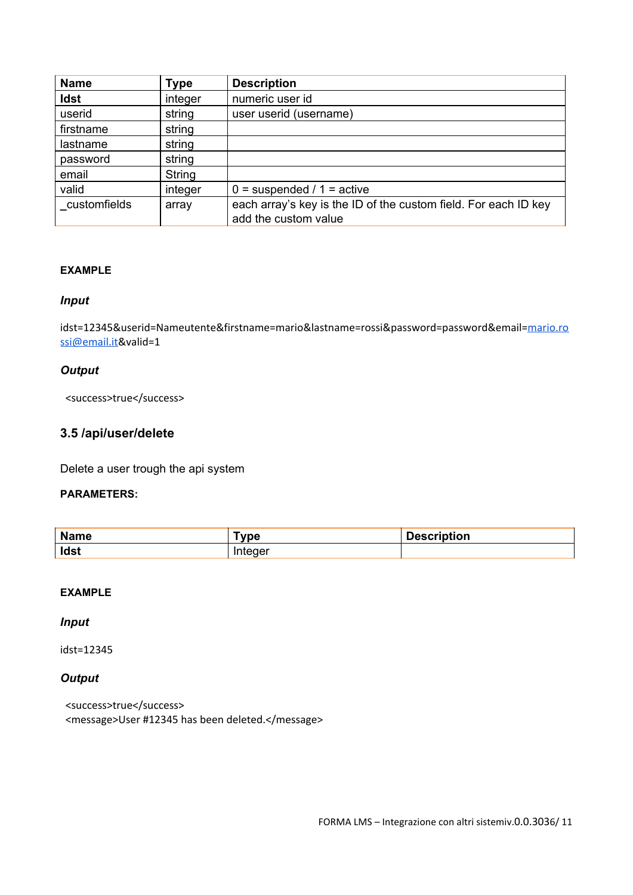| Name | Type | Description |
|---|---|---|
| **Idst** | integer | numeric user id |
| userid | string | user userid (username) |
| firstname | string | |
| lastname | string | |
| password | string | |
| email | String | |
| valid | integer | 0 = suspended / 1 = active |
| _customfields | array | each array's key is the ID of the custom field. For each ID key add the custom value |

**EXAMPLE**

***Input***

idst=12345&userid=Nameutente&firstname=mario&lastname=rossi&password=password&email=mario.rossi@email.it&valid=1

***Output***

```
<success>true</success>
```

### 3.5 /api/user/delete

Delete a user trough the api system

**PARAMETERS:**

| Name | Type | Description |
|---|---|---|
| **Idst** | Integer | |

**EXAMPLE**

***Input***

idst=12345

***Output***

```
<success>true</success>
<message>User #12345 has been deleted.</message>
```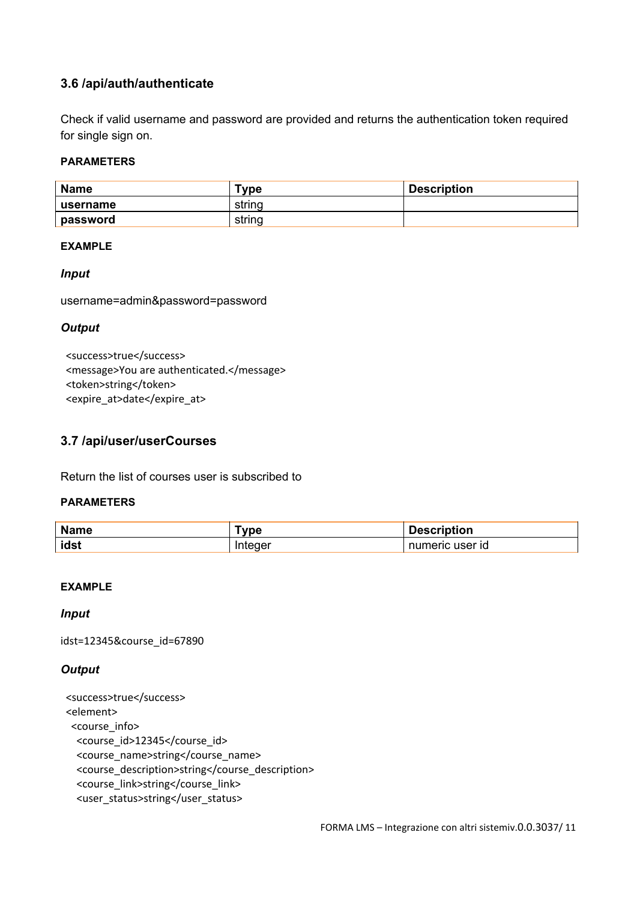### 3.6 /api/auth/authenticate

Check if valid username and password are provided and returns the authentication token required for single sign on.

**PARAMETERS**

| Name | Type | Description |
| --- | --- | --- |
| **username** | string | |
| **password** | string | |

**EXAMPLE**

***Input***

username=admin&password=password

***Output***

```
<success>true</success>
<message>You are authenticated.</message>
<token>string</token>
<expire_at>date</expire_at>
```

### 3.7 /api/user/userCourses

Return the list of courses user is subscribed to

**PARAMETERS**

| Name | Type | Description |
| --- | --- | --- |
| **idst** | Integer | numeric user id |

**EXAMPLE**

***Input***

idst=12345&course_id=67890

***Output***

```
<success>true</success>
<element>
  <course_info>
    <course_id>12345</course_id>
    <course_name>string</course_name>
    <course_description>string</course_description>
    <course_link>string</course_link>
    <user_status>string</user_status>
```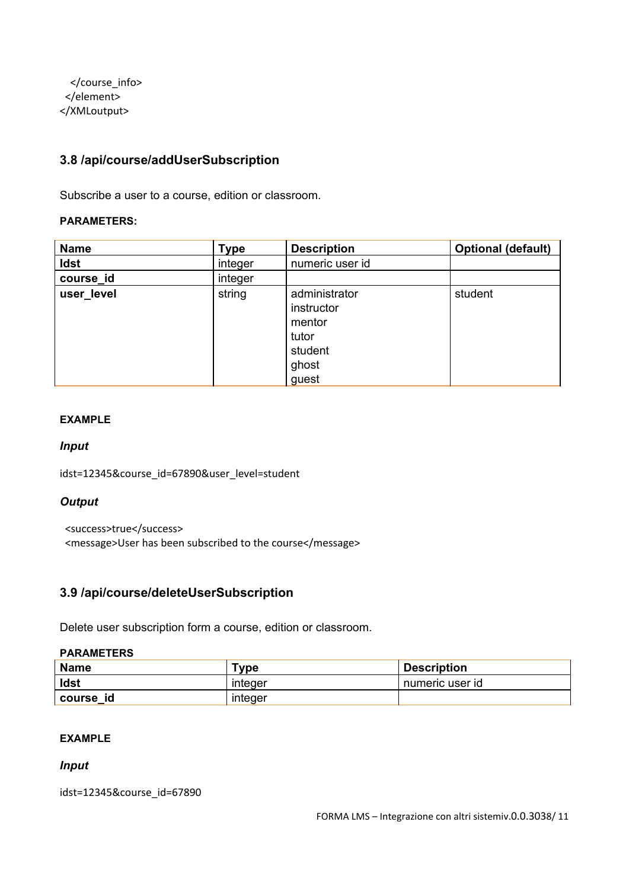```
    </course_info>
  </element>
</XMLoutput>
```

### 3.8 /api/course/addUserSubscription

Subscribe a user to a course, edition or classroom.

**PARAMETERS:**

| Name | Type | Description | Optional (default) |
|---|---|---|---|
| **Idst** | integer | numeric user id | |
| **course_id** | integer | | |
| **user_level** | string | administrator<br>instructor<br>mentor<br>tutor<br>student<br>ghost<br>guest | student |

**EXAMPLE**

***Input***

```
idst=12345&course_id=67890&user_level=student
```

***Output***

```
<success>true</success>
<message>User has been subscribed to the course</message>
```

### 3.9 /api/course/deleteUserSubscription

Delete user subscription form a course, edition or classroom.

**PARAMETERS**

| Name | Type | Description |
|---|---|---|
| **Idst** | integer | numeric user id |
| **course_id** | integer | |

**EXAMPLE**

***Input***

```
idst=12345&course_id=67890
```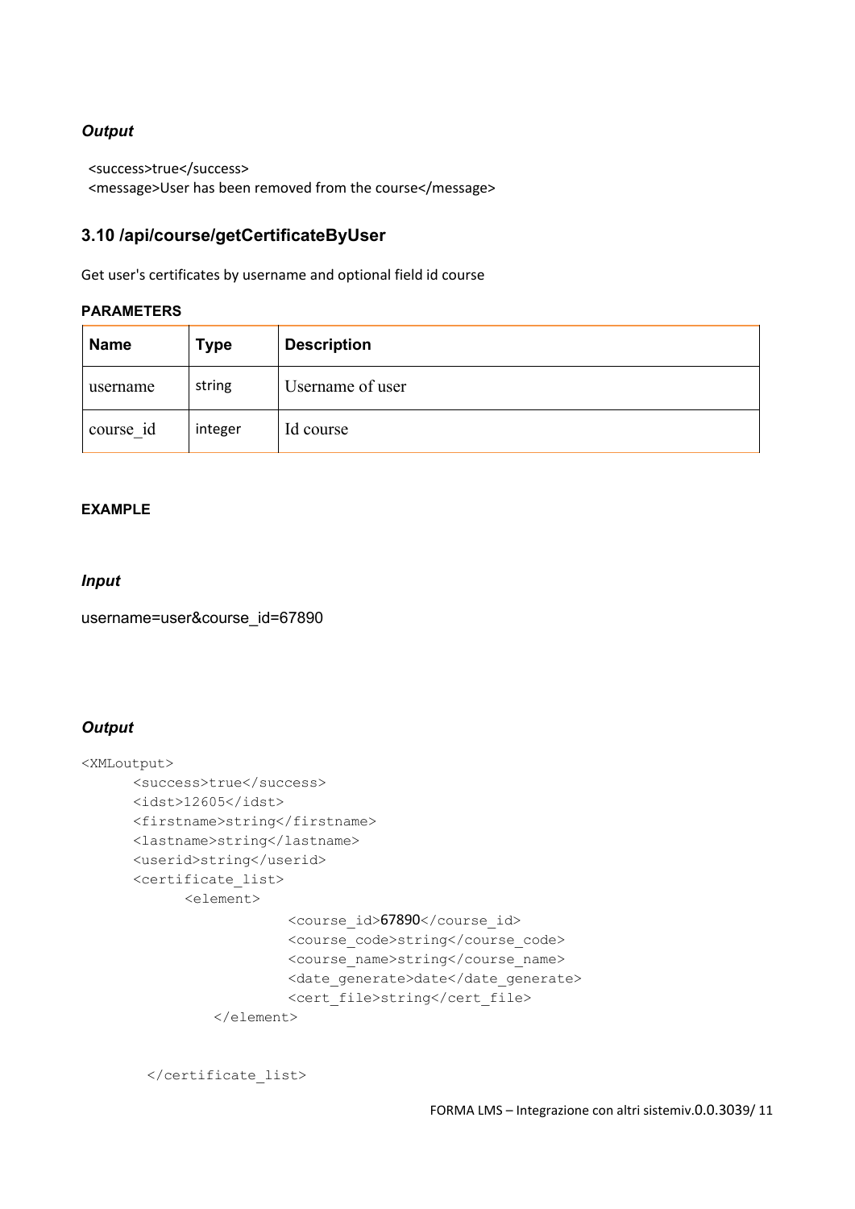***Output***

```
<success>true</success>
<message>User has been removed from the course</message>
```

## 3.10 /api/course/getCertificateByUser

Get user's certificates by username and optional field id course

**PARAMETERS**

| Name | Type | Description |
|---|---|---|
| username | string | Username of user |
| course_id | integer | Id course |

**EXAMPLE**

***Input***

username=user&course_id=67890

***Output***

```
<XMLoutput>
      <success>true</success>
      <idst>12605</idst>
      <firstname>string</firstname>
      <lastname>string</lastname>
      <userid>string</userid>
      <certificate_list>
            <element>
                        <course_id>67890</course_id>
                        <course_code>string</course_code>
                        <course_name>string</course_name>
                        <date_generate>date</date_generate>
                        <cert_file>string</cert_file>
              </element>


        </certificate_list>
```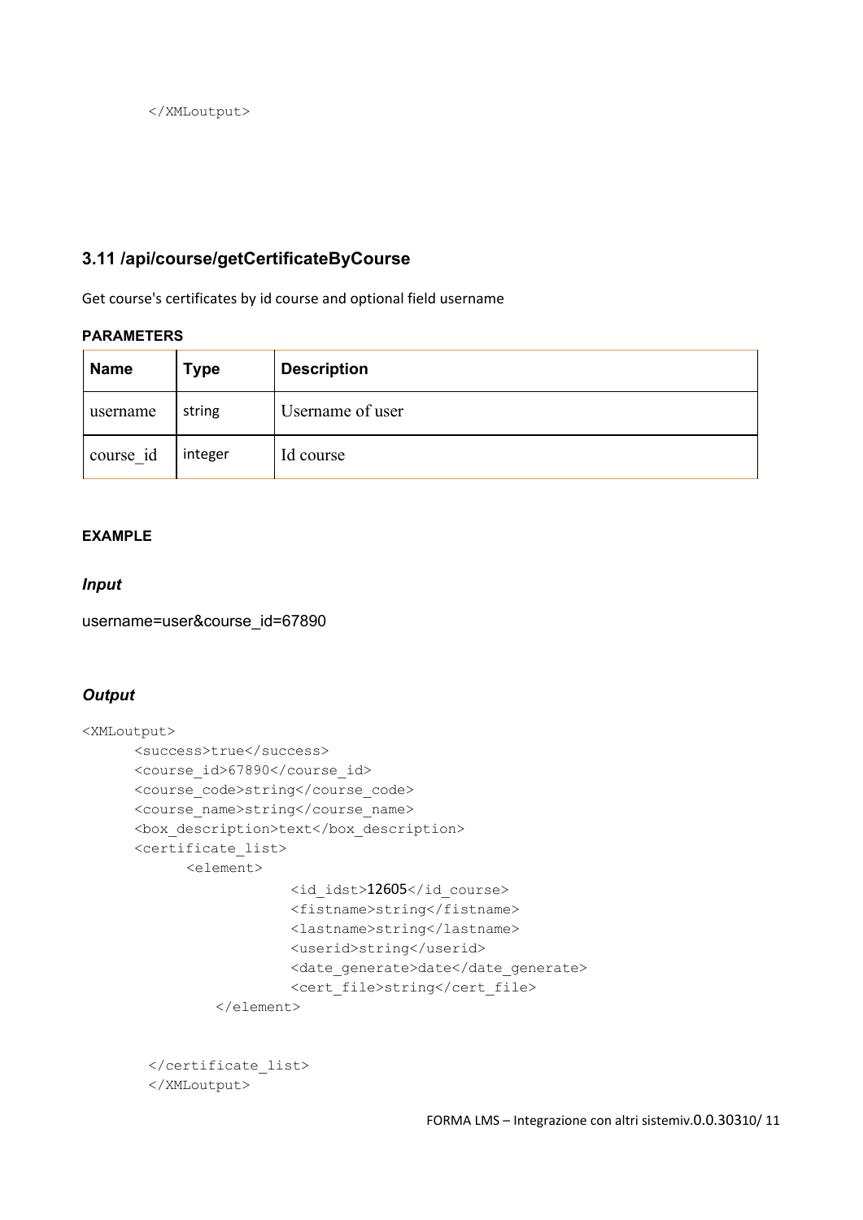```
</XMLoutput>
```

### 3.11 /api/course/getCertificateByCourse

Get course's certificates by id course and optional field username

**PARAMETERS**

| Name | Type | Description |
| --- | --- | --- |
| username | string | Username of user |
| course_id | integer | Id course |

**EXAMPLE**

***Input***

username=user&course_id=67890

***Output***

```
<XMLoutput>
      <success>true</success>
      <course_id>67890</course_id>
      <course_code>string</course_code>
      <course_name>string</course_name>
      <box_description>text</box_description>
      <certificate_list>
            <element>
                        <id_idst>12605</id_course>
                        <fistname>string</fistname>
                        <lastname>string</lastname>
                        <userid>string</userid>
                        <date_generate>date</date_generate>
                        <cert_file>string</cert_file>
               </element>


        </certificate_list>
        </XMLoutput>
```